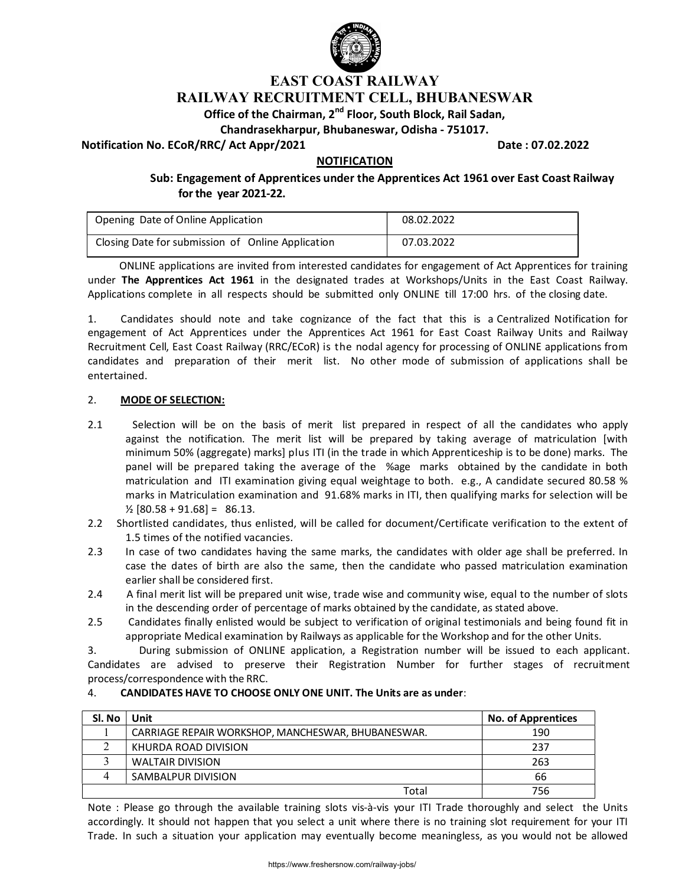# EAST COAST RAILWAY
# RAILWAY RECRUITMENT CELL, BHUBANESWAR

**Office of the Chairman, 2nd Floor, South Block, Rail Sadan,**
**Chandrasekharpur, Bhubaneswar, Odisha - 751017.**

**Notification No. ECoR/RRC/ Act Appr/2021** **Date : 07.02.2022**

## NOTIFICATION

**Sub: Engagement of Apprentices under the Apprentices Act 1961 over East Coast Railway for the year 2021-22.**

| Opening Date of Online Application | 08.02.2022 |
|---|---|
| Closing Date for submission of Online Application | 07.03.2022 |

ONLINE applications are invited from interested candidates for engagement of Act Apprentices for training under **The Apprentices Act 1961** in the designated trades at Workshops/Units in the East Coast Railway. Applications complete in all respects should be submitted only ONLINE till 17:00 hrs. of the closing date.

1. Candidates should note and take cognizance of the fact that this is a Centralized Notification for engagement of Act Apprentices under the Apprentices Act 1961 for East Coast Railway Units and Railway Recruitment Cell, East Coast Railway (RRC/ECoR) is the nodal agency for processing of ONLINE applications from candidates and preparation of their merit list. No other mode of submission of applications shall be entertained.

2. **MODE OF SELECTION:**

2.1 Selection will be on the basis of merit list prepared in respect of all the candidates who apply against the notification. The merit list will be prepared by taking average of matriculation [with minimum 50% (aggregate) marks] plus ITI (in the trade in which Apprenticeship is to be done) marks. The panel will be prepared taking the average of the %age marks obtained by the candidate in both matriculation and ITI examination giving equal weightage to both. e.g., A candidate secured 80.58 % marks in Matriculation examination and 91.68% marks in ITI, then qualifying marks for selection will be ½ [80.58 + 91.68] = 86.13.

2.2 Shortlisted candidates, thus enlisted, will be called for document/Certificate verification to the extent of 1.5 times of the notified vacancies.

2.3 In case of two candidates having the same marks, the candidates with older age shall be preferred. In case the dates of birth are also the same, then the candidate who passed matriculation examination earlier shall be considered first.

2.4 A final merit list will be prepared unit wise, trade wise and community wise, equal to the number of slots in the descending order of percentage of marks obtained by the candidate, as stated above.

2.5 Candidates finally enlisted would be subject to verification of original testimonials and being found fit in appropriate Medical examination by Railways as applicable for the Workshop and for the other Units.

3. During submission of ONLINE application, a Registration number will be issued to each applicant. Candidates are advised to preserve their Registration Number for further stages of recruitment process/correspondence with the RRC.

4. **CANDIDATES HAVE TO CHOOSE ONLY ONE UNIT. The Units are as under**:

| Sl. No | Unit | No. of Apprentices |
|---|---|---|
| 1 | CARRIAGE REPAIR WORKSHOP, MANCHESWAR, BHUBANESWAR. | 190 |
| 2 | KHURDA ROAD DIVISION | 237 |
| 3 | WALTAIR DIVISION | 263 |
| 4 | SAMBALPUR DIVISION | 66 |
| | Total | 756 |

Note : Please go through the available training slots vis-à-vis your ITI Trade thoroughly and select the Units accordingly. It should not happen that you select a unit where there is no training slot requirement for your ITI Trade. In such a situation your application may eventually become meaningless, as you would not be allowed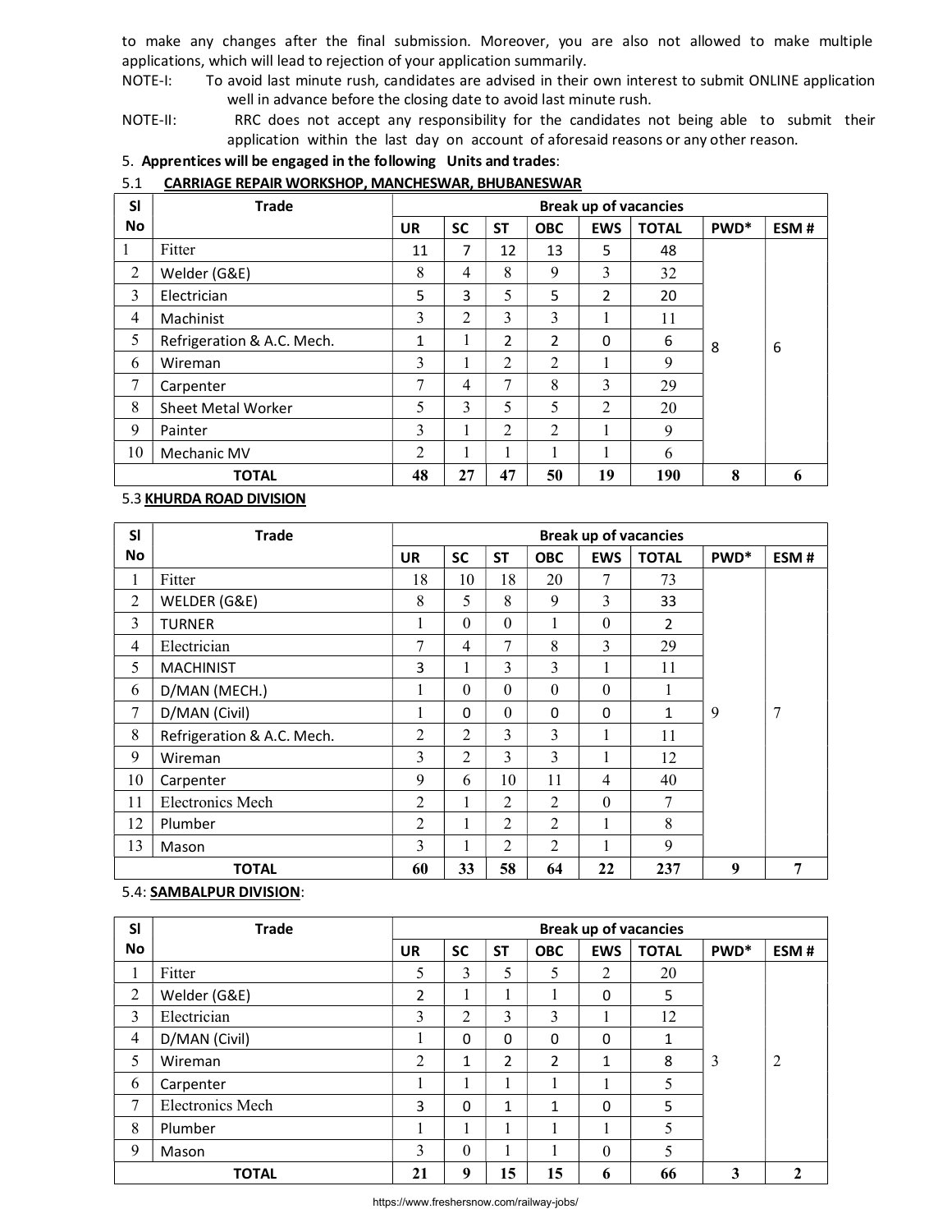to make any changes after the final submission. Moreover, you are also not allowed to make multiple applications, which will lead to rejection of your application summarily.

NOTE-I: To avoid last minute rush, candidates are advised in their own interest to submit ONLINE application well in advance before the closing date to avoid last minute rush.

NOTE-II: RRC does not accept any responsibility for the candidates not being able to submit their application within the last day on account of aforesaid reasons or any other reason.

5. **Apprentices will be engaged in the following Units and trades**:

5.1 **CARRIAGE REPAIR WORKSHOP, MANCHESWAR, BHUBANESWAR**

| Sl No | Trade | Break up of vacancies | | | | | | | |
|---|---|---|---|---|---|---|---|---|---|
| | | UR | SC | ST | OBC | EWS | TOTAL | PWD* | ESM # |
| 1 | Fitter | 11 | 7 | 12 | 13 | 5 | 48 | 8 | 6 |
| 2 | Welder (G&E) | 8 | 4 | 8 | 9 | 3 | 32 | | |
| 3 | Electrician | 5 | 3 | 5 | 5 | 2 | 20 | | |
| 4 | Machinist | 3 | 2 | 3 | 3 | 1 | 11 | | |
| 5 | Refrigeration & A.C. Mech. | 1 | 1 | 2 | 2 | 0 | 6 | | |
| 6 | Wireman | 3 | 1 | 2 | 2 | 1 | 9 | | |
| 7 | Carpenter | 7 | 4 | 7 | 8 | 3 | 29 | | |
| 8 | Sheet Metal Worker | 5 | 3 | 5 | 5 | 2 | 20 | | |
| 9 | Painter | 3 | 1 | 2 | 2 | 1 | 9 | | |
| 10 | Mechanic MV | 2 | 1 | 1 | 1 | 1 | 6 | | |
| **TOTAL** | | **48** | **27** | **47** | **50** | **19** | **190** | **8** | **6** |

5.3 **KHURDA ROAD DIVISION**

| Sl No | Trade | Break up of vacancies | | | | | | | |
|---|---|---|---|---|---|---|---|---|---|
| | | UR | SC | ST | OBC | EWS | TOTAL | PWD* | ESM # |
| 1 | Fitter | 18 | 10 | 18 | 20 | 7 | 73 | 9 | 7 |
| 2 | WELDER (G&E) | 8 | 5 | 8 | 9 | 3 | 33 | | |
| 3 | TURNER | 1 | 0 | 0 | 1 | 0 | 2 | | |
| 4 | Electrician | 7 | 4 | 7 | 8 | 3 | 29 | | |
| 5 | MACHINIST | 3 | 1 | 3 | 3 | 1 | 11 | | |
| 6 | D/MAN (MECH.) | 1 | 0 | 0 | 0 | 0 | 1 | | |
| 7 | D/MAN (Civil) | 1 | 0 | 0 | 0 | 0 | 1 | | |
| 8 | Refrigeration & A.C. Mech. | 2 | 2 | 3 | 3 | 1 | 11 | | |
| 9 | Wireman | 3 | 2 | 3 | 3 | 1 | 12 | | |
| 10 | Carpenter | 9 | 6 | 10 | 11 | 4 | 40 | | |
| 11 | Electronics Mech | 2 | 1 | 2 | 2 | 0 | 7 | | |
| 12 | Plumber | 2 | 1 | 2 | 2 | 1 | 8 | | |
| 13 | Mason | 3 | 1 | 2 | 2 | 1 | 9 | | |
| **TOTAL** | | **60** | **33** | **58** | **64** | **22** | **237** | **9** | **7** |

5.4: **SAMBALPUR DIVISION**:

| Sl No | Trade | Break up of vacancies | | | | | | | |
|---|---|---|---|---|---|---|---|---|---|
| | | UR | SC | ST | OBC | EWS | TOTAL | PWD* | ESM # |
| 1 | Fitter | 5 | 3 | 5 | 5 | 2 | 20 | 3 | 2 |
| 2 | Welder (G&E) | 2 | 1 | 1 | 1 | 0 | 5 | | |
| 3 | Electrician | 3 | 2 | 3 | 3 | 1 | 12 | | |
| 4 | D/MAN (Civil) | 1 | 0 | 0 | 0 | 0 | 1 | | |
| 5 | Wireman | 2 | 1 | 2 | 2 | 1 | 8 | | |
| 6 | Carpenter | 1 | 1 | 1 | 1 | 1 | 5 | | |
| 7 | Electronics Mech | 3 | 0 | 1 | 1 | 0 | 5 | | |
| 8 | Plumber | 1 | 1 | 1 | 1 | 1 | 5 | | |
| 9 | Mason | 3 | 0 | 1 | 1 | 0 | 5 | | |
| **TOTAL** | | **21** | **9** | **15** | **15** | **6** | **66** | **3** | **2** |

https://www.freshersnow.com/railway-jobs/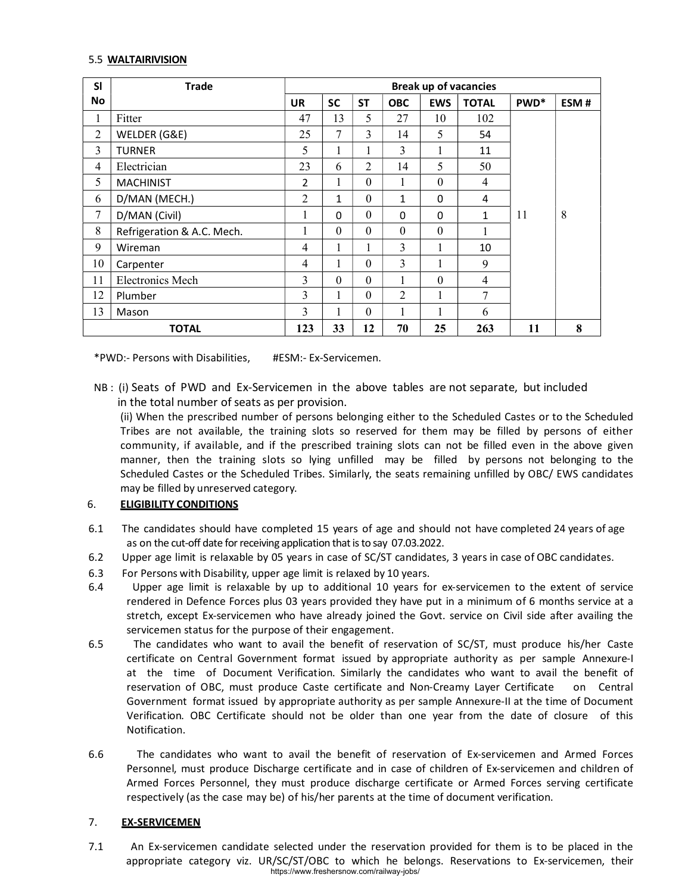5.5 **WALTAIRIVISION**

| Sl No | Trade | Break up of vacancies | | | | | | | |
|---|---|---|---|---|---|---|---|---|---|
| | | UR | SC | ST | OBC | EWS | TOTAL | PWD* | ESM # |
| 1 | Fitter | 47 | 13 | 5 | 27 | 10 | 102 | 11 | 8 |
| 2 | WELDER (G&E) | 25 | 7 | 3 | 14 | 5 | 54 | | |
| 3 | TURNER | 5 | 1 | 1 | 3 | 1 | 11 | | |
| 4 | Electrician | 23 | 6 | 2 | 14 | 5 | 50 | | |
| 5 | MACHINIST | 2 | 1 | 0 | 1 | 0 | 4 | | |
| 6 | D/MAN (MECH.) | 2 | 1 | 0 | 1 | 0 | 4 | | |
| 7 | D/MAN (Civil) | 1 | 0 | 0 | 0 | 0 | 1 | | |
| 8 | Refrigeration & A.C. Mech. | 1 | 0 | 0 | 0 | 0 | 1 | | |
| 9 | Wireman | 4 | 1 | 1 | 3 | 1 | 10 | | |
| 10 | Carpenter | 4 | 1 | 0 | 3 | 1 | 9 | | |
| 11 | Electronics Mech | 3 | 0 | 0 | 1 | 0 | 4 | | |
| 12 | Plumber | 3 | 1 | 0 | 2 | 1 | 7 | | |
| 13 | Mason | 3 | 1 | 0 | 1 | 1 | 6 | | |
| | **TOTAL** | **123** | **33** | **12** | **70** | **25** | **263** | **11** | **8** |

*PWD:- Persons with Disabilities, #ESM:- Ex-Servicemen.

NB : (i) Seats of PWD and Ex-Servicemen in the above tables are not separate, but included in the total number of seats as per provision.

(ii) When the prescribed number of persons belonging either to the Scheduled Castes or to the Scheduled Tribes are not available, the training slots so reserved for them may be filled by persons of either community, if available, and if the prescribed training slots can not be filled even in the above given manner, then the training slots so lying unfilled may be filled by persons not belonging to the Scheduled Castes or the Scheduled Tribes. Similarly, the seats remaining unfilled by OBC/ EWS candidates may be filled by unreserved category.

6. **ELIGIBILITY CONDITIONS**

6.1 The candidates should have completed 15 years of age and should not have completed 24 years of age as on the cut-off date for receiving application that is to say 07.03.2022.

6.2 Upper age limit is relaxable by 05 years in case of SC/ST candidates, 3 years in case of OBC candidates.

6.3 For Persons with Disability, upper age limit is relaxed by 10 years.

6.4 Upper age limit is relaxable by up to additional 10 years for ex-servicemen to the extent of service rendered in Defence Forces plus 03 years provided they have put in a minimum of 6 months service at a stretch, except Ex-servicemen who have already joined the Govt. service on Civil side after availing the servicemen status for the purpose of their engagement.

6.5 The candidates who want to avail the benefit of reservation of SC/ST, must produce his/her Caste certificate on Central Government format issued by appropriate authority as per sample Annexure-I at the time of Document Verification. Similarly the candidates who want to avail the benefit of reservation of OBC, must produce Caste certificate and Non-Creamy Layer Certificate on Central Government format issued by appropriate authority as per sample Annexure-II at the time of Document Verification. OBC Certificate should not be older than one year from the date of closure of this Notification.

6.6 The candidates who want to avail the benefit of reservation of Ex-servicemen and Armed Forces Personnel, must produce Discharge certificate and in case of children of Ex-servicemen and children of Armed Forces Personnel, they must produce discharge certificate or Armed Forces serving certificate respectively (as the case may be) of his/her parents at the time of document verification.

7. **EX-SERVICEMEN**

7.1 An Ex-servicemen candidate selected under the reservation provided for them is to be placed in the appropriate category viz. UR/SC/ST/OBC to which he belongs. Reservations to Ex-servicemen, their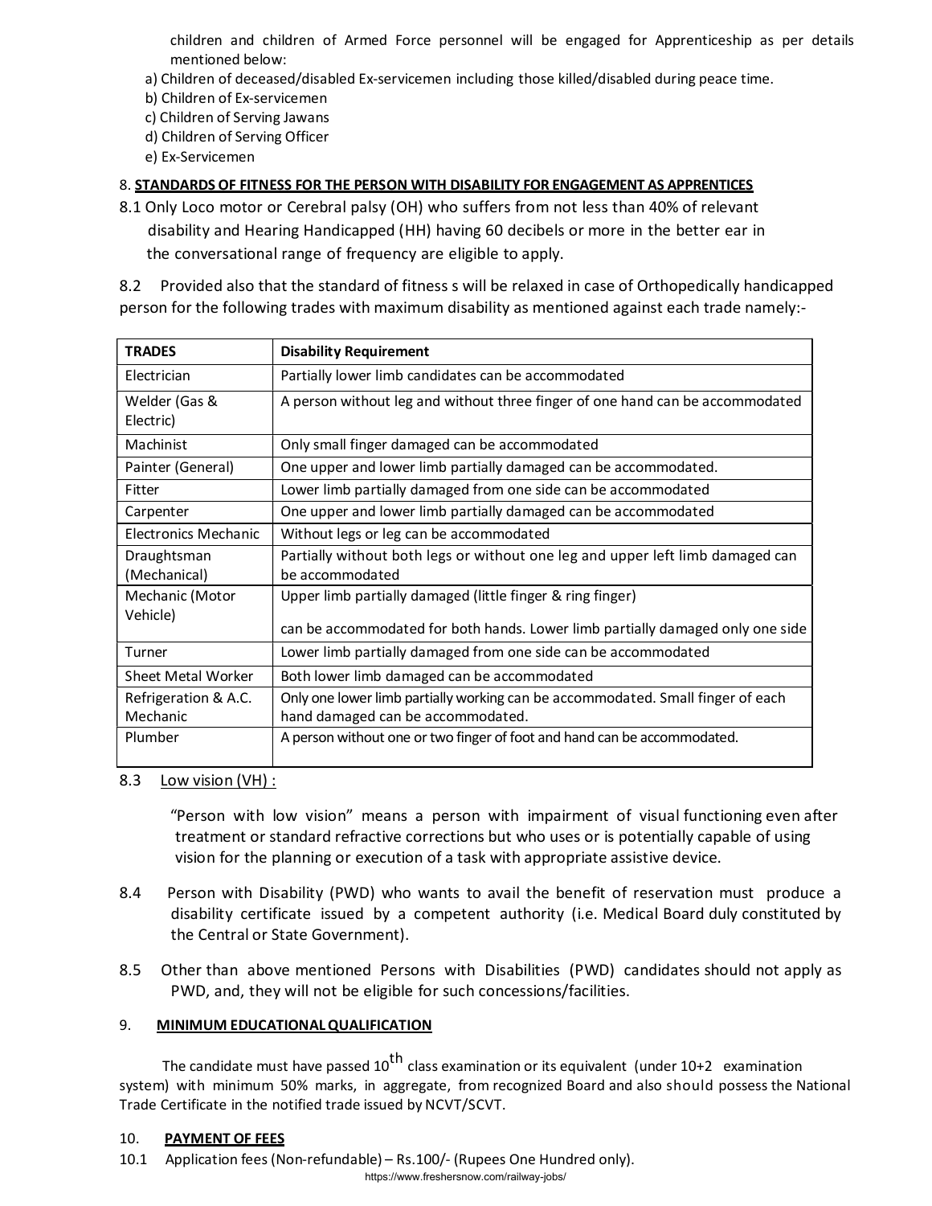children and children of Armed Force personnel will be engaged for Apprenticeship as per details mentioned below:

a) Children of deceased/disabled Ex-servicemen including those killed/disabled during peace time.
b) Children of Ex-servicemen
c) Children of Serving Jawans
d) Children of Serving Officer
e) Ex-Servicemen

8. **STANDARDS OF FITNESS FOR THE PERSON WITH DISABILITY FOR ENGAGEMENT AS APPRENTICES**

8.1 Only Loco motor or Cerebral palsy (OH) who suffers from not less than 40% of relevant disability and Hearing Handicapped (HH) having 60 decibels or more in the better ear in the conversational range of frequency are eligible to apply.

8.2 Provided also that the standard of fitness s will be relaxed in case of Orthopedically handicapped person for the following trades with maximum disability as mentioned against each trade namely:-

| TRADES | Disability Requirement |
|---|---|
| Electrician | Partially lower limb candidates can be accommodated |
| Welder (Gas & Electric) | A person without leg and without three finger of one hand can be accommodated |
| Machinist | Only small finger damaged can be accommodated |
| Painter (General) | One upper and lower limb partially damaged can be accommodated. |
| Fitter | Lower limb partially damaged from one side can be accommodated |
| Carpenter | One upper and lower limb partially damaged can be accommodated |
| Electronics Mechanic | Without legs or leg can be accommodated |
| Draughtsman (Mechanical) | Partially without both legs or without one leg and upper left limb damaged can be accommodated |
| Mechanic (Motor Vehicle) | Upper limb partially damaged (little finger & ring finger) can be accommodated for both hands. Lower limb partially damaged only one side |
| Turner | Lower limb partially damaged from one side can be accommodated |
| Sheet Metal Worker | Both lower limb damaged can be accommodated |
| Refrigeration & A.C. Mechanic | Only one lower limb partially working can be accommodated. Small finger of each hand damaged can be accommodated. |
| Plumber | A person without one or two finger of foot and hand can be accommodated. |

8.3 Low vision (VH) :

"Person with low vision" means a person with impairment of visual functioning even after treatment or standard refractive corrections but who uses or is potentially capable of using vision for the planning or execution of a task with appropriate assistive device.

8.4 Person with Disability (PWD) who wants to avail the benefit of reservation must produce a disability certificate issued by a competent authority (i.e. Medical Board duly constituted by the Central or State Government).

8.5 Other than above mentioned Persons with Disabilities (PWD) candidates should not apply as PWD, and, they will not be eligible for such concessions/facilities.

9. **MINIMUM EDUCATIONAL QUALIFICATION**

The candidate must have passed 10$^{th}$ class examination or its equivalent (under 10+2 examination system) with minimum 50% marks, in aggregate, from recognized Board and also should possess the National Trade Certificate in the notified trade issued by NCVT/SCVT.

10. **PAYMENT OF FEES**

10.1 Application fees (Non-refundable) – Rs.100/- (Rupees One Hundred only).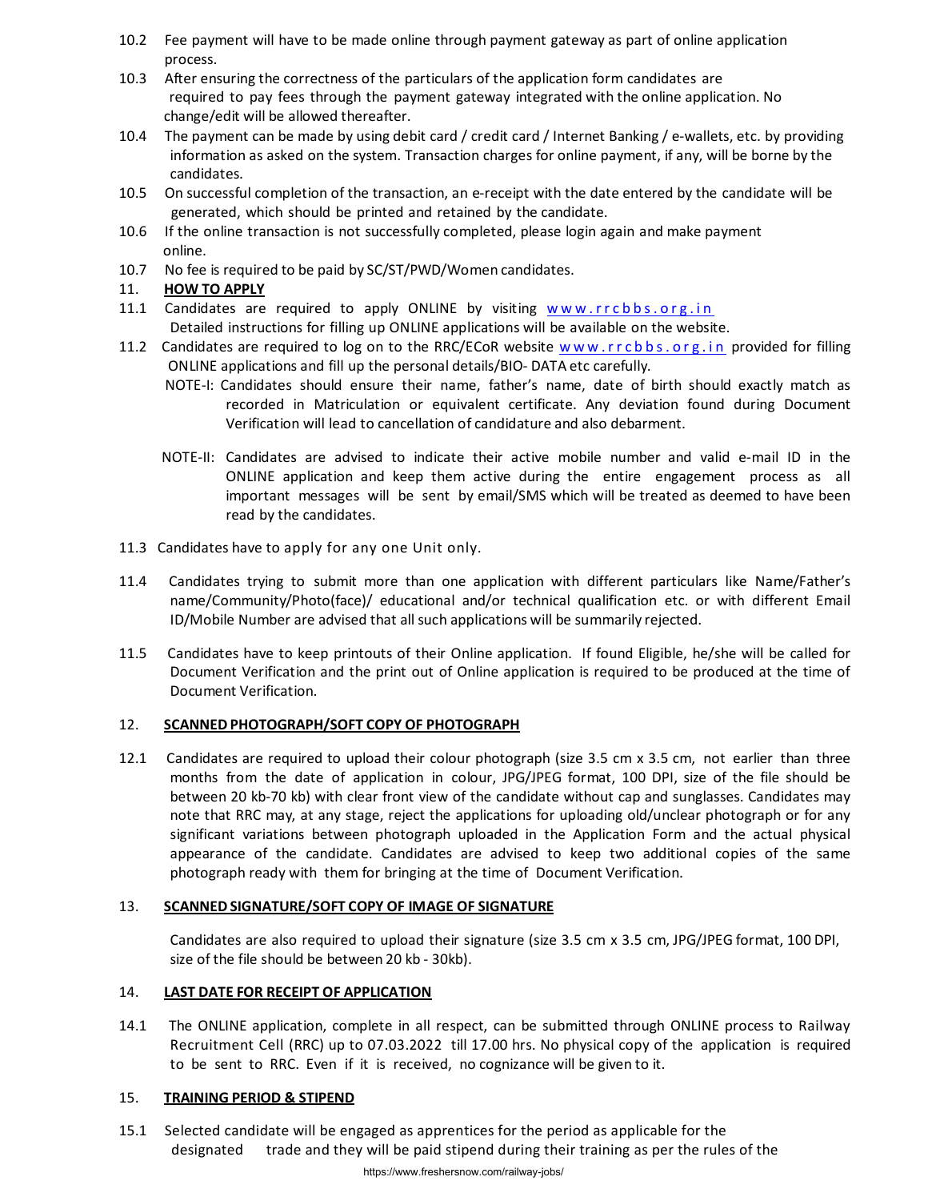10.2 Fee payment will have to be made online through payment gateway as part of online application process.

10.3 After ensuring the correctness of the particulars of the application form candidates are required to pay fees through the payment gateway integrated with the online application. No change/edit will be allowed thereafter.

10.4 The payment can be made by using debit card / credit card / Internet Banking / e-wallets, etc. by providing information as asked on the system. Transaction charges for online payment, if any, will be borne by the candidates.

10.5 On successful completion of the transaction, an e-receipt with the date entered by the candidate will be generated, which should be printed and retained by the candidate.

10.6 If the online transaction is not successfully completed, please login again and make payment online.

10.7 No fee is required to be paid by SC/ST/PWD/Women candidates.

11. **HOW TO APPLY**

11.1 Candidates are required to apply ONLINE by visiting www.rrcbbs.org.in
Detailed instructions for filling up ONLINE applications will be available on the website.

11.2 Candidates are required to log on to the RRC/ECoR website www.rrcbbs.org.in provided for filling ONLINE applications and fill up the personal details/BIO- DATA etc carefully.

NOTE-I: Candidates should ensure their name, father's name, date of birth should exactly match as recorded in Matriculation or equivalent certificate. Any deviation found during Document Verification will lead to cancellation of candidature and also debarment.

NOTE-II: Candidates are advised to indicate their active mobile number and valid e-mail ID in the ONLINE application and keep them active during the entire engagement process as all important messages will be sent by email/SMS which will be treated as deemed to have been read by the candidates.

11.3 Candidates have to apply for any one Unit only.

11.4 Candidates trying to submit more than one application with different particulars like Name/Father's name/Community/Photo(face)/ educational and/or technical qualification etc. or with different Email ID/Mobile Number are advised that all such applications will be summarily rejected.

11.5 Candidates have to keep printouts of their Online application. If found Eligible, he/she will be called for Document Verification and the print out of Online application is required to be produced at the time of Document Verification.

12. **SCANNED PHOTOGRAPH/SOFT COPY OF PHOTOGRAPH**

12.1 Candidates are required to upload their colour photograph (size 3.5 cm x 3.5 cm, not earlier than three months from the date of application in colour, JPG/JPEG format, 100 DPI, size of the file should be between 20 kb-70 kb) with clear front view of the candidate without cap and sunglasses. Candidates may note that RRC may, at any stage, reject the applications for uploading old/unclear photograph or for any significant variations between photograph uploaded in the Application Form and the actual physical appearance of the candidate. Candidates are advised to keep two additional copies of the same photograph ready with them for bringing at the time of Document Verification.

13. **SCANNED SIGNATURE/SOFT COPY OF IMAGE OF SIGNATURE**

Candidates are also required to upload their signature (size 3.5 cm x 3.5 cm, JPG/JPEG format, 100 DPI, size of the file should be between 20 kb - 30kb).

14. **LAST DATE FOR RECEIPT OF APPLICATION**

14.1 The ONLINE application, complete in all respect, can be submitted through ONLINE process to Railway Recruitment Cell (RRC) up to 07.03.2022 till 17.00 hrs. No physical copy of the application is required to be sent to RRC. Even if it is received, no cognizance will be given to it.

15. **TRAINING PERIOD & STIPEND**

15.1 Selected candidate will be engaged as apprentices for the period as applicable for the designated trade and they will be paid stipend during their training as per the rules of the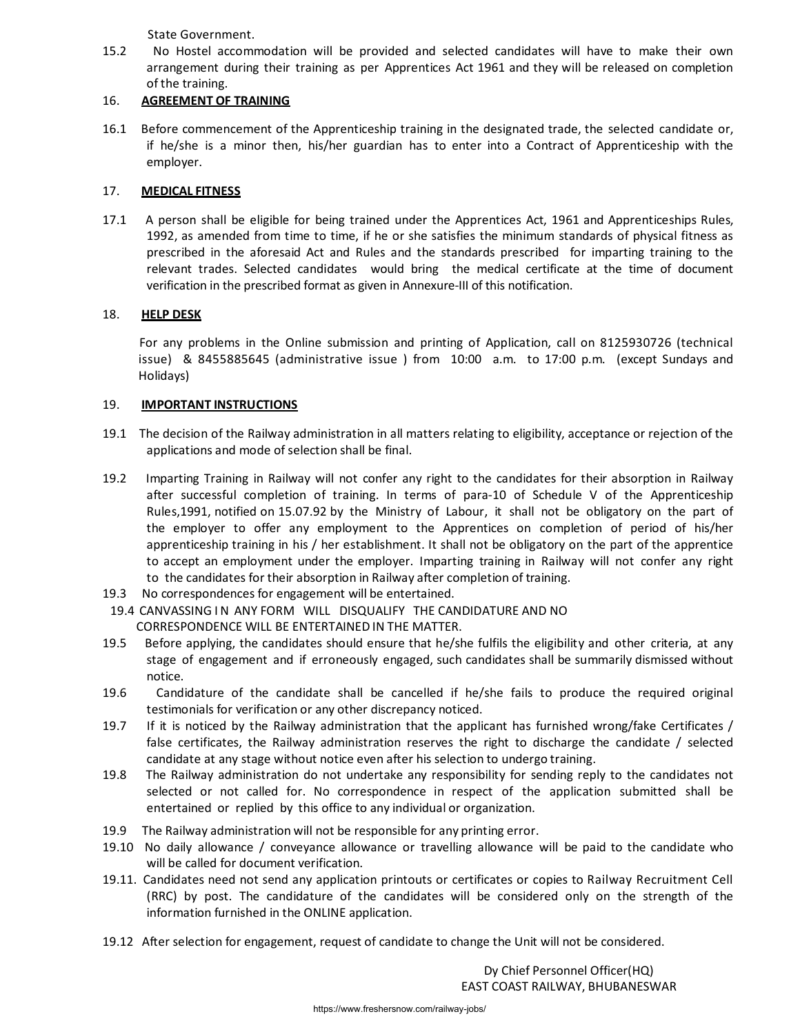State Government.

15.2 No Hostel accommodation will be provided and selected candidates will have to make their own arrangement during their training as per Apprentices Act 1961 and they will be released on completion of the training.

16. **AGREEMENT OF TRAINING**

16.1 Before commencement of the Apprenticeship training in the designated trade, the selected candidate or, if he/she is a minor then, his/her guardian has to enter into a Contract of Apprenticeship with the employer.

17. **MEDICAL FITNESS**

17.1 A person shall be eligible for being trained under the Apprentices Act, 1961 and Apprenticeships Rules, 1992, as amended from time to time, if he or she satisfies the minimum standards of physical fitness as prescribed in the aforesaid Act and Rules and the standards prescribed for imparting training to the relevant trades. Selected candidates would bring the medical certificate at the time of document verification in the prescribed format as given in Annexure-III of this notification.

18. **HELP DESK**

For any problems in the Online submission and printing of Application, call on 8125930726 (technical issue) & 8455885645 (administrative issue ) from 10:00 a.m. to 17:00 p.m. (except Sundays and Holidays)

19. **IMPORTANT INSTRUCTIONS**

19.1 The decision of the Railway administration in all matters relating to eligibility, acceptance or rejection of the applications and mode of selection shall be final.

19.2 Imparting Training in Railway will not confer any right to the candidates for their absorption in Railway after successful completion of training. In terms of para-10 of Schedule V of the Apprenticeship Rules,1991, notified on 15.07.92 by the Ministry of Labour, it shall not be obligatory on the part of the employer to offer any employment to the Apprentices on completion of period of his/her apprenticeship training in his / her establishment. It shall not be obligatory on the part of the apprentice to accept an employment under the employer. Imparting training in Railway will not confer any right to the candidates for their absorption in Railway after completion of training.

19.3 No correspondences for engagement will be entertained.

19.4 CANVASSING IN ANY FORM WILL DISQUALIFY THE CANDIDATURE AND NO CORRESPONDENCE WILL BE ENTERTAINED IN THE MATTER.

19.5 Before applying, the candidates should ensure that he/she fulfils the eligibility and other criteria, at any stage of engagement and if erroneously engaged, such candidates shall be summarily dismissed without notice.

19.6 Candidature of the candidate shall be cancelled if he/she fails to produce the required original testimonials for verification or any other discrepancy noticed.

19.7 If it is noticed by the Railway administration that the applicant has furnished wrong/fake Certificates / false certificates, the Railway administration reserves the right to discharge the candidate / selected candidate at any stage without notice even after his selection to undergo training.

19.8 The Railway administration do not undertake any responsibility for sending reply to the candidates not selected or not called for. No correspondence in respect of the application submitted shall be entertained or replied by this office to any individual or organization.

19.9 The Railway administration will not be responsible for any printing error.

19.10 No daily allowance / conveyance allowance or travelling allowance will be paid to the candidate who will be called for document verification.

19.11. Candidates need not send any application printouts or certificates or copies to Railway Recruitment Cell (RRC) by post. The candidature of the candidates will be considered only on the strength of the information furnished in the ONLINE application.

19.12 After selection for engagement, request of candidate to change the Unit will not be considered.

Dy Chief Personnel Officer(HQ)
EAST COAST RAILWAY, BHUBANESWAR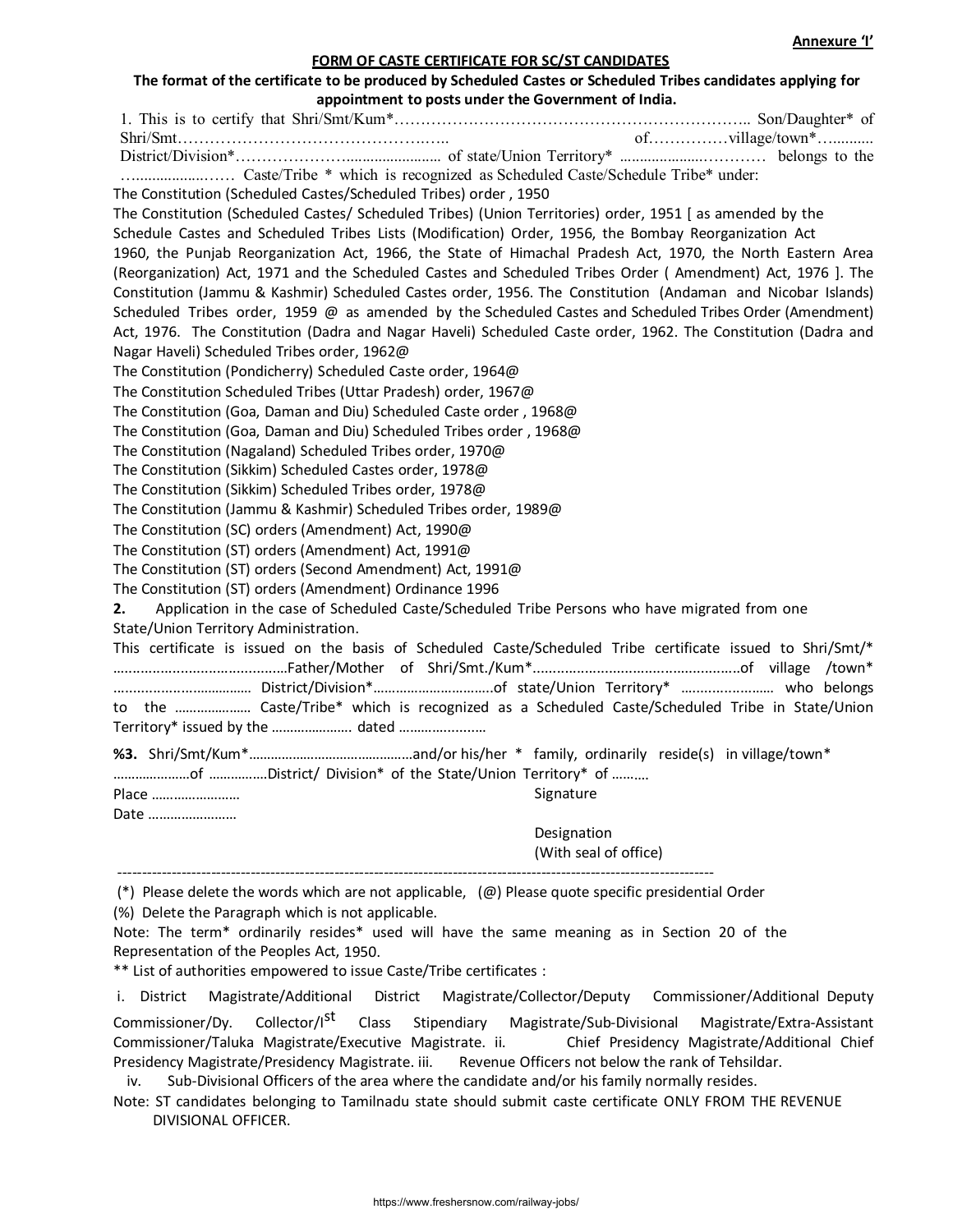**Annexure 'I'**

**FORM OF CASTE CERTIFICATE FOR SC/ST CANDIDATES**

**The format of the certificate to be produced by Scheduled Castes or Scheduled Tribes candidates applying for appointment to posts under the Government of India.**

1. This is to certify that Shri/Smt/Kum*……………………………………………………………….. Son/Daughter* of Shri/Smt………………………………………….……. of……………village/town*…......... District/Division*…………………...................... of state/Union Territory* ..................…………. belongs to the …..................…… Caste/Tribe * which is recognized as Scheduled Caste/Schedule Tribe* under:

The Constitution (Scheduled Castes/Scheduled Tribes) order , 1950
The Constitution (Scheduled Castes/ Scheduled Tribes) (Union Territories) order, 1951 [ as amended by the Schedule Castes and Scheduled Tribes Lists (Modification) Order, 1956, the Bombay Reorganization Act 1960, the Punjab Reorganization Act, 1966, the State of Himachal Pradesh Act, 1970, the North Eastern Area (Reorganization) Act, 1971 and the Scheduled Castes and Scheduled Tribes Order ( Amendment) Act, 1976 ]. The Constitution (Jammu & Kashmir) Scheduled Castes order, 1956. The Constitution (Andaman and Nicobar Islands) Scheduled Tribes order, 1959 @ as amended by the Scheduled Castes and Scheduled Tribes Order (Amendment) Act, 1976. The Constitution (Dadra and Nagar Haveli) Scheduled Caste order, 1962. The Constitution (Dadra and Nagar Haveli) Scheduled Tribes order, 1962@
The Constitution (Pondicherry) Scheduled Caste order, 1964@
The Constitution Scheduled Tribes (Uttar Pradesh) order, 1967@
The Constitution (Goa, Daman and Diu) Scheduled Caste order , 1968@
The Constitution (Goa, Daman and Diu) Scheduled Tribes order , 1968@
The Constitution (Nagaland) Scheduled Tribes order, 1970@
The Constitution (Sikkim) Scheduled Castes order, 1978@
The Constitution (Sikkim) Scheduled Tribes order, 1978@
The Constitution (Jammu & Kashmir) Scheduled Tribes order, 1989@
The Constitution (SC) orders (Amendment) Act, 1990@
The Constitution (ST) orders (Amendment) Act, 1991@
The Constitution (ST) orders (Second Amendment) Act, 1991@
The Constitution (ST) orders (Amendment) Ordinance 1996

**2.** Application in the case of Scheduled Caste/Scheduled Tribe Persons who have migrated from one State/Union Territory Administration.

This certificate is issued on the basis of Scheduled Caste/Scheduled Tribe certificate issued to Shri/Smt/* ……….................................Father/Mother of Shri/Smt./Kum*...................................................of village /town* …................................ District/Division*…………………………..of state/Union Territory* …….................. who belongs to the ………………… Caste/Tribe* which is recognized as a Scheduled Caste/Scheduled Tribe in State/Union Territory* issued by the …………………. dated …………….........

**%3.** Shri/Smt/Kum*……………………………………and/or his/her * family, ordinarily reside(s) in village/town* …………………of …………….District/ Division* of the State/Union Territory* of ……….

Place ……………………  Signature

Date ……………………

Designation
(With seal of office)

---

(*) Please delete the words which are not applicable, (@) Please quote specific presidential Order

(%) Delete the Paragraph which is not applicable.

Note: The term* ordinarily resides* used will have the same meaning as in Section 20 of the Representation of the Peoples Act, 1950.

** List of authorities empowered to issue Caste/Tribe certificates :

i. District Magistrate/Additional District Magistrate/Collector/Deputy Commissioner/Additional Deputy Commissioner/Dy. Collector/Ist Class Stipendiary Magistrate/Sub-Divisional Magistrate/Extra-Assistant Commissioner/Taluka Magistrate/Executive Magistrate. ii. Chief Presidency Magistrate/Additional Chief Presidency Magistrate/Presidency Magistrate. iii. Revenue Officers not below the rank of Tehsildar.
iv. Sub-Divisional Officers of the area where the candidate and/or his family normally resides.

Note: ST candidates belonging to Tamilnadu state should submit caste certificate ONLY FROM THE REVENUE DIVISIONAL OFFICER.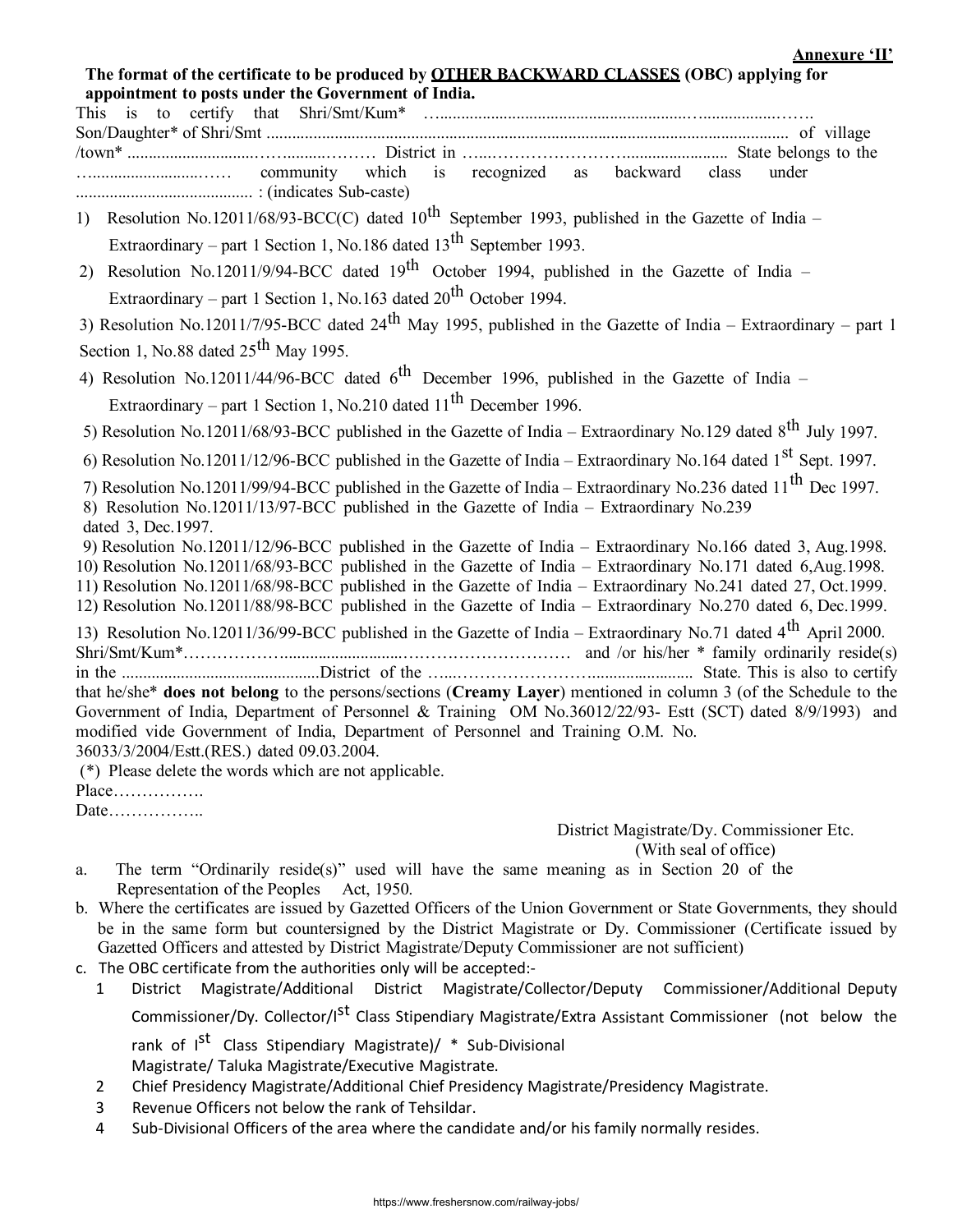**Annexure 'II'**

**The format of the certificate to be produced by <u>OTHER BACKWARD CLASSES</u> (OBC) applying for appointment to posts under the Government of India.**

This is to certify that Shri/Smt/Kum* …...................................................….................……. Son/Daughter* of Shri/Smt .......................................................................................................................... of village /town* ..............................…….........……… District in …...……………………....................... State belongs to the …..........................…… community which is recognized as backward class under .......................................... : (indicates Sub-caste)

1) Resolution No.12011/68/93-BCC(C) dated 10th September 1993, published in the Gazette of India – Extraordinary – part 1 Section 1, No.186 dated 13th September 1993.
2) Resolution No.12011/9/94-BCC dated 19th October 1994, published in the Gazette of India – Extraordinary – part 1 Section 1, No.163 dated 20th October 1994.
3) Resolution No.12011/7/95-BCC dated 24th May 1995, published in the Gazette of India – Extraordinary – part 1 Section 1, No.88 dated 25th May 1995.
4) Resolution No.12011/44/96-BCC dated 6th December 1996, published in the Gazette of India – Extraordinary – part 1 Section 1, No.210 dated 11th December 1996.
5) Resolution No.12011/68/93-BCC published in the Gazette of India – Extraordinary No.129 dated 8th July 1997.
6) Resolution No.12011/12/96-BCC published in the Gazette of India – Extraordinary No.164 dated 1st Sept. 1997.
7) Resolution No.12011/99/94-BCC published in the Gazette of India – Extraordinary No.236 dated 11th Dec 1997.
8) Resolution No.12011/13/97-BCC published in the Gazette of India – Extraordinary No.239 dated 3, Dec.1997.
9) Resolution No.12011/12/96-BCC published in the Gazette of India – Extraordinary No.166 dated 3, Aug.1998.
10) Resolution No.12011/68/93-BCC published in the Gazette of India – Extraordinary No.171 dated 6,Aug.1998.
11) Resolution No.12011/68/98-BCC published in the Gazette of India – Extraordinary No.241 dated 27, Oct.1999.
12) Resolution No.12011/88/98-BCC published in the Gazette of India – Extraordinary No.270 dated 6, Dec.1999.
13) Resolution No.12011/36/99-BCC published in the Gazette of India – Extraordinary No.71 dated 4th April 2000.

Shri/Smt/Kum*………………..........................…………………………  and /or his/her * family ordinarily reside(s) in the ..............................................District of the …...…………………….......................  State. This is also to certify that he/she* **does not belong** to the persons/sections (**Creamy Layer**) mentioned in column 3 (of the Schedule to the Government of India, Department of Personnel & Training OM No.36012/22/93- Estt (SCT) dated 8/9/1993) and modified vide Government of India, Department of Personnel and Training O.M. No. 36033/3/2004/Estt.(RES.) dated 09.03.2004.

(*) Please delete the words which are not applicable.

Place…………….

Date……………..

District Magistrate/Dy. Commissioner Etc.
(With seal of office)

a. The term "Ordinarily reside(s)" used will have the same meaning as in Section 20 of the Representation of the Peoples Act, 1950.
b. Where the certificates are issued by Gazetted Officers of the Union Government or State Governments, they should be in the same form but countersigned by the District Magistrate or Dy. Commissioner (Certificate issued by Gazetted Officers and attested by District Magistrate/Deputy Commissioner are not sufficient)
c. The OBC certificate from the authorities only will be accepted:-
   1. District Magistrate/Additional District Magistrate/Collector/Deputy Commissioner/Additional Deputy Commissioner/Dy. Collector/Ist Class Stipendiary Magistrate/Extra Assistant Commissioner (not below the rank of Ist Class Stipendiary Magistrate)/ * Sub-Divisional Magistrate/ Taluka Magistrate/Executive Magistrate.
   2. Chief Presidency Magistrate/Additional Chief Presidency Magistrate/Presidency Magistrate.
   3. Revenue Officers not below the rank of Tehsildar.
   4. Sub-Divisional Officers of the area where the candidate and/or his family normally resides.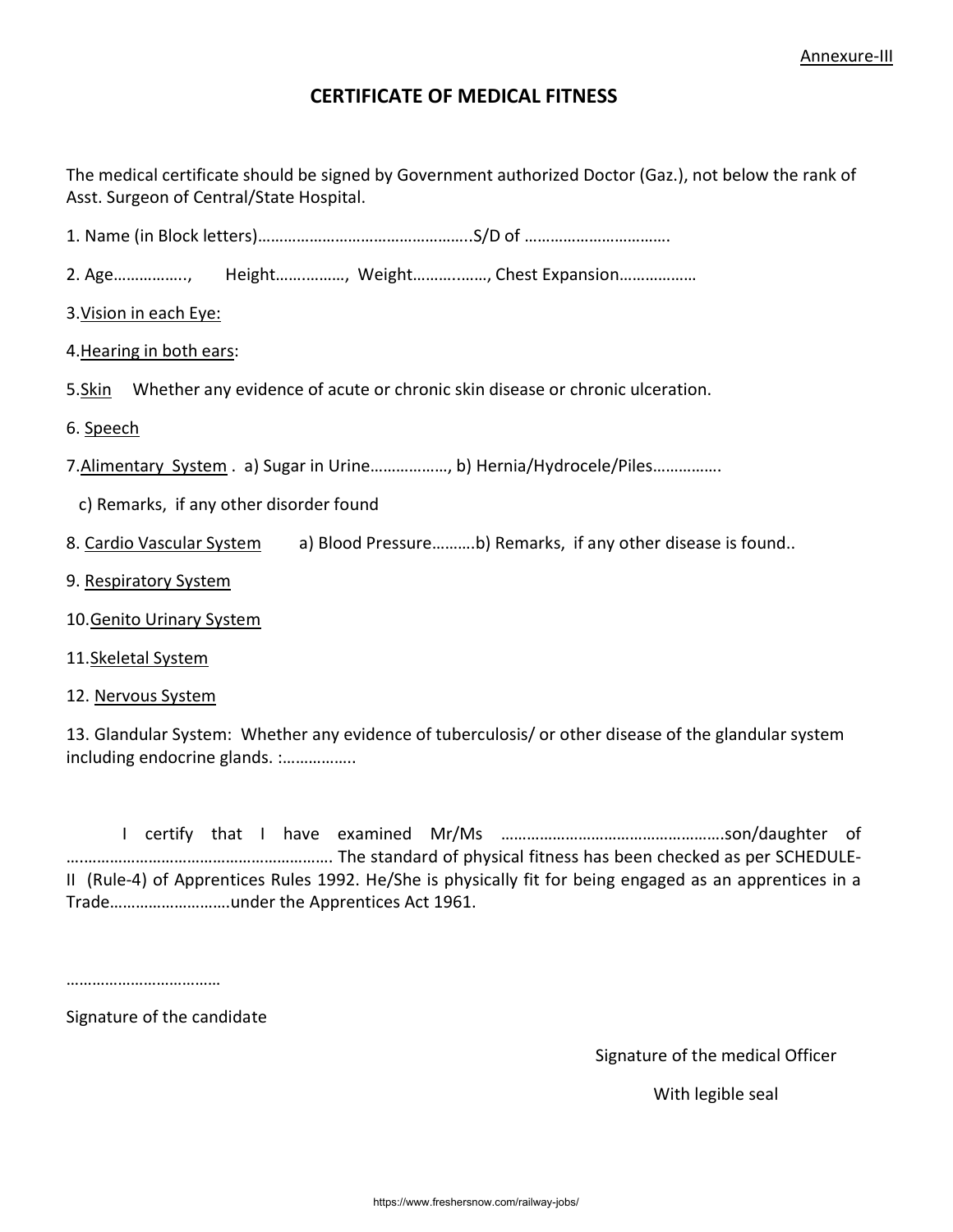Annexure-III

# CERTIFICATE OF MEDICAL FITNESS

The medical certificate should be signed by Government authorized Doctor (Gaz.), not below the rank of Asst. Surgeon of Central/State Hospital.

1. Name (in Block letters)…………………………………………..S/D of …………………………….

2. Age……………..,  Height…….………, Weight………..……, Chest Expansion………………

3. Vision in each Eye:

4. Hearing in both ears:

5. Skin  Whether any evidence of acute or chronic skin disease or chronic ulceration.

6. Speech

7. Alimentary System . a) Sugar in Urine………………, b) Hernia/Hydrocele/Piles…………….

   c) Remarks, if any other disorder found

8. Cardio Vascular System  a) Blood Pressure……….b) Remarks, if any other disease is found..

9. Respiratory System

10. Genito Urinary System

11. Skeletal System

12. Nervous System

13. Glandular System: Whether any evidence of tuberculosis/ or other disease of the glandular system including endocrine glands. :……………..

I certify that I have examined Mr/Ms …………………………………………….son/daughter of ……………………………………………………. The standard of physical fitness has been checked as per SCHEDULE-II (Rule-4) of Apprentices Rules 1992. He/She is physically fit for being engaged as an apprentices in a Trade……………………….under the Apprentices Act 1961.

………………………………

Signature of the candidate

Signature of the medical Officer

With legible seal